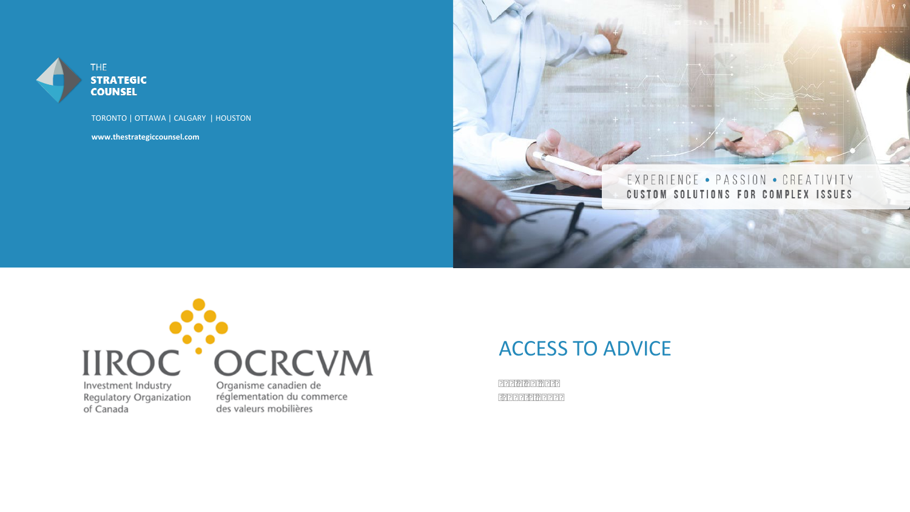THE
**STRATEGIC**
**COUNSEL**

TORONTO | OTTAWA | CALGARY | HOUSTON

**www.thestrategiccounsel.com**

EXPERIENCE • PASSION • CREATIVITY
CUSTOM SOLUTIONS FOR COMPLEX ISSUES

IIROC OCRCVM

Investment Industry Regulatory Organization of Canada

Organisme canadien de réglementation du commerce des valeurs mobilières

# ACCESS TO ADVICE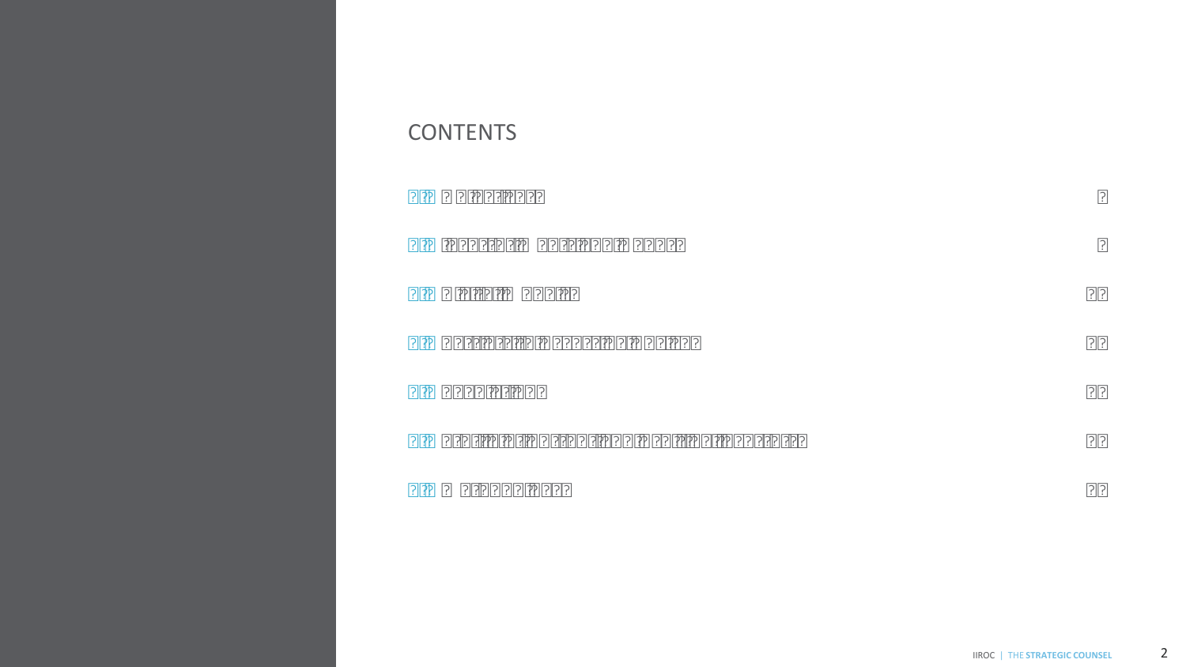# CONTENTS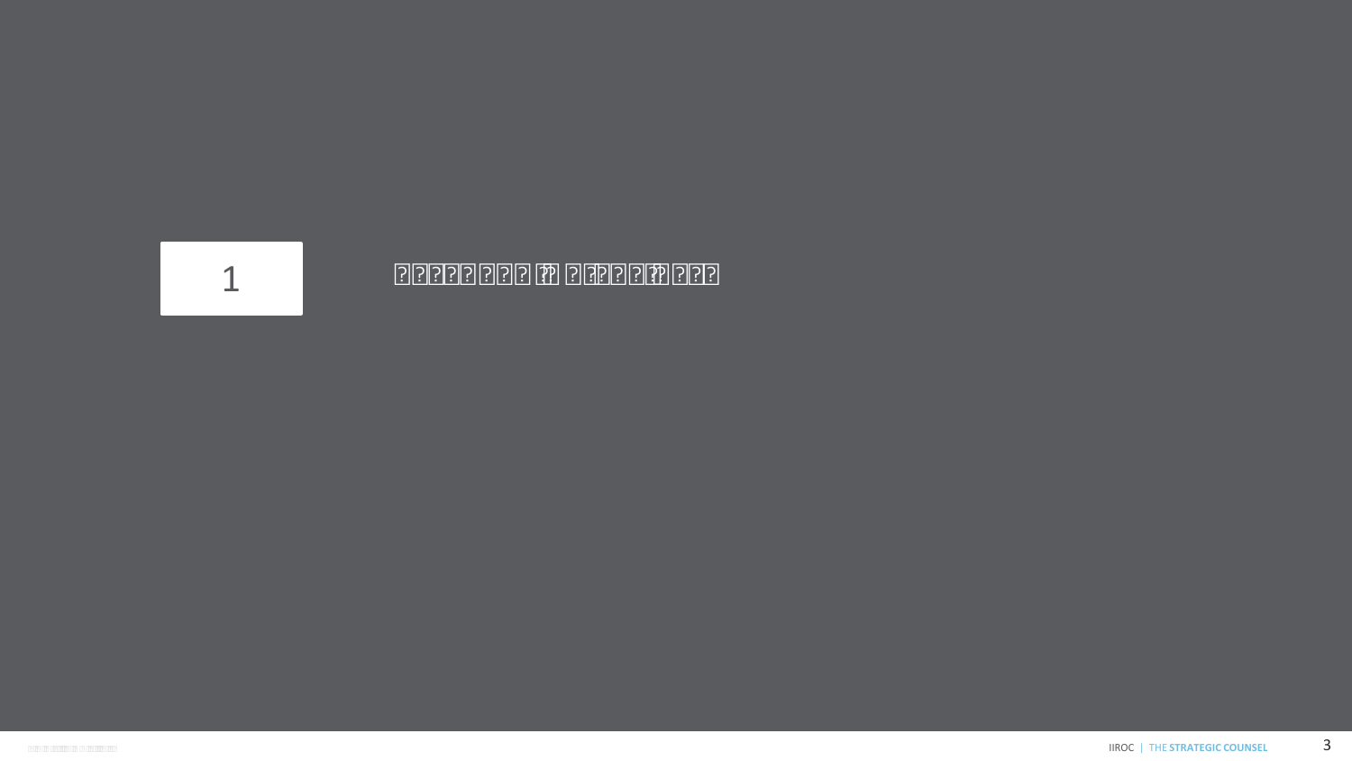# 1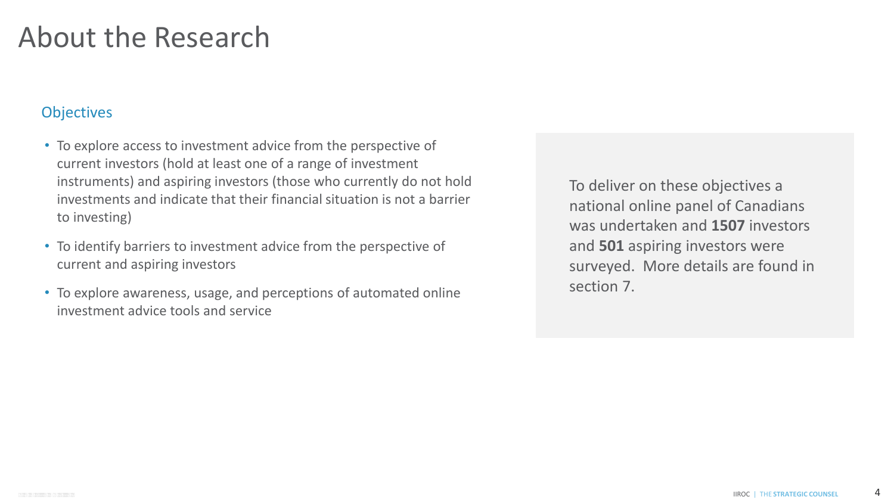# About the Research

## Objectives

- To explore access to investment advice from the perspective of current investors (hold at least one of a range of investment instruments) and aspiring investors (those who currently do not hold investments and indicate that their financial situation is not a barrier to investing)
- To identify barriers to investment advice from the perspective of current and aspiring investors
- To explore awareness, usage, and perceptions of automated online investment advice tools and service

To deliver on these objectives a national online panel of Canadians was undertaken and **1507** investors and **501** aspiring investors were surveyed. More details are found in section 7.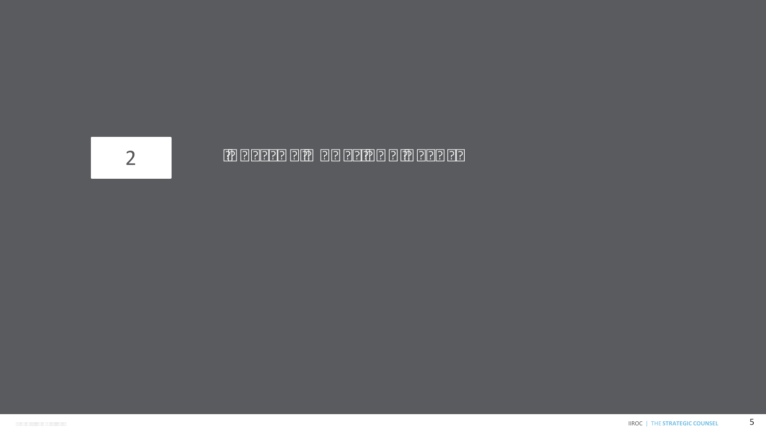# 2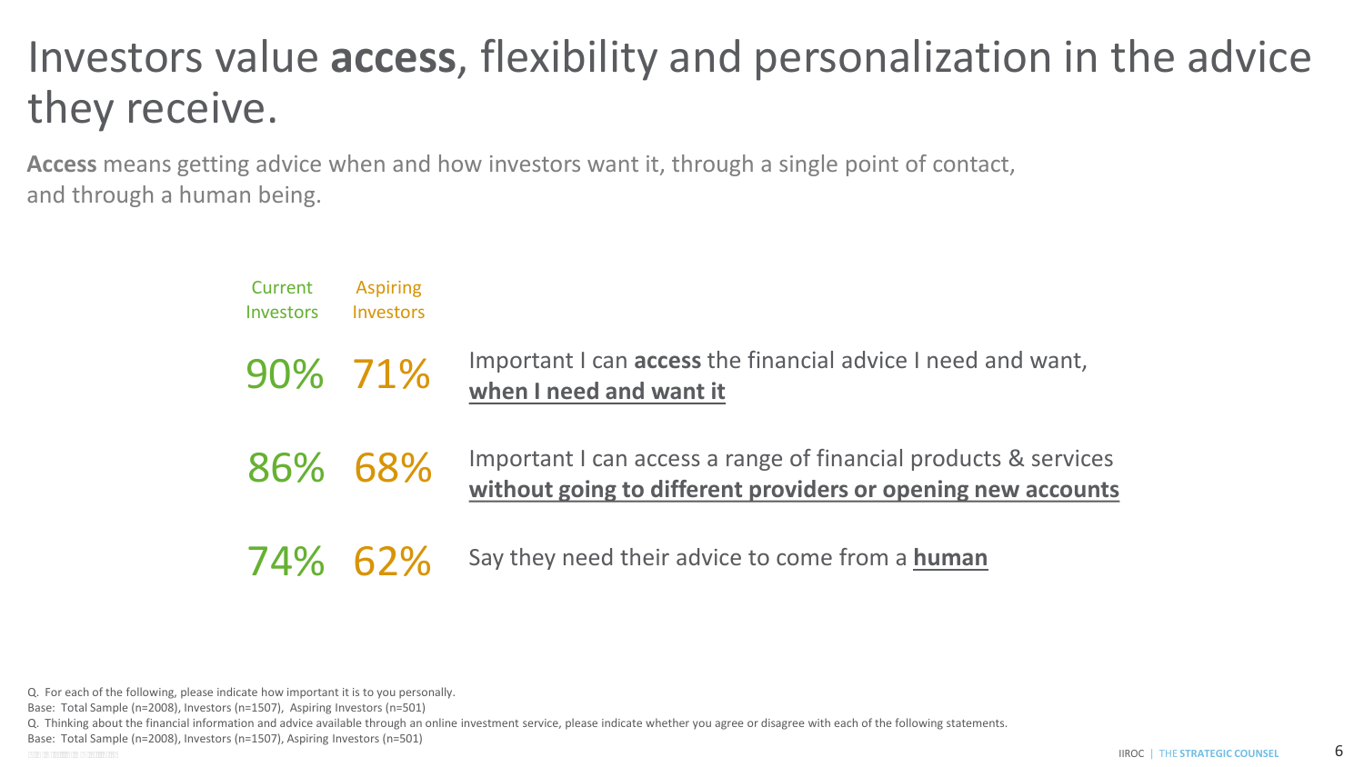# Investors value **access**, flexibility and personalization in the advice they receive.

**Access** means getting advice when and how investors want it, through a single point of contact, and through a human being.

| Current Investors | Aspiring Investors | |
|---|---|---|
| 90% | 71% | Important I can **access** the financial advice I need and want, **when I need and want it** |
| 86% | 68% | Important I can access a range of financial products & services **without going to different providers or opening new accounts** |
| 74% | 62% | Say they need their advice to come from a **human** |

Q. For each of the following, please indicate how important it is to you personally.
Base: Total Sample (n=2008), Investors (n=1507), Aspiring Investors (n=501)
Q. Thinking about the financial information and advice available through an online investment service, please indicate whether you agree or disagree with each of the following statements.
Base: Total Sample (n=2008), Investors (n=1507), Aspiring Investors (n=501)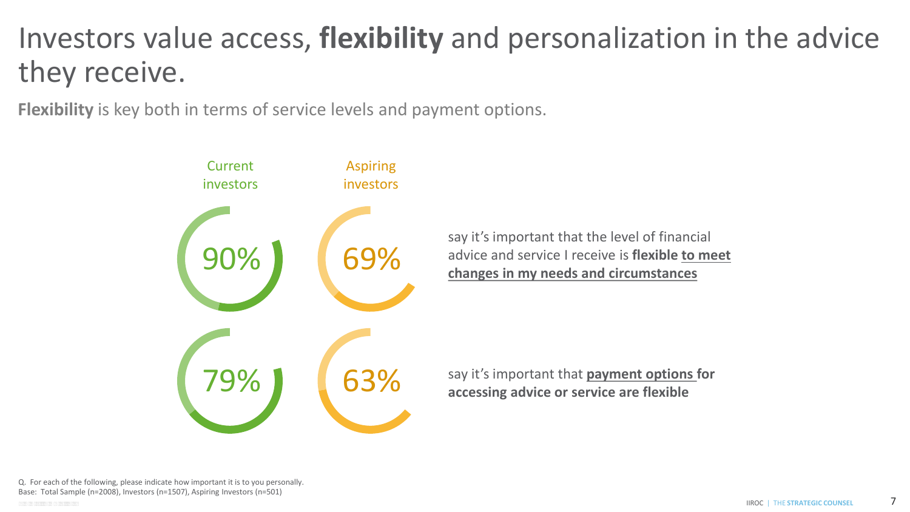# Investors value access, **flexibility** and personalization in the advice they receive.

**Flexibility** is key both in terms of service levels and payment options.

| Current investors | Aspiring investors | |
|---|---|---|
| 90% | 69% | say it's important that the level of financial advice and service I receive is **flexible to meet changes in my needs and circumstances** |
| 79% | 63% | say it's important that **payment options for accessing advice or service are flexible** |

Q. For each of the following, please indicate how important it is to you personally.
Base: Total Sample (n=2008), Investors (n=1507), Aspiring Investors (n=501)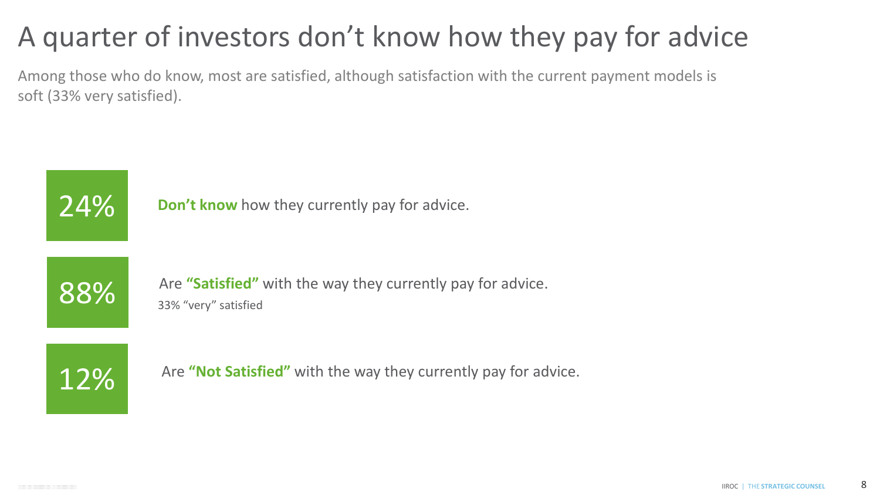# A quarter of investors don't know how they pay for advice

Among those who do know, most are satisfied, although satisfaction with the current payment models is soft (33% very satisfied).

**24%** — **Don't know** how they currently pay for advice.

**88%** — Are **"Satisfied"** with the way they currently pay for advice.
33% "very" satisfied

**12%** — Are **"Not Satisfied"** with the way they currently pay for advice.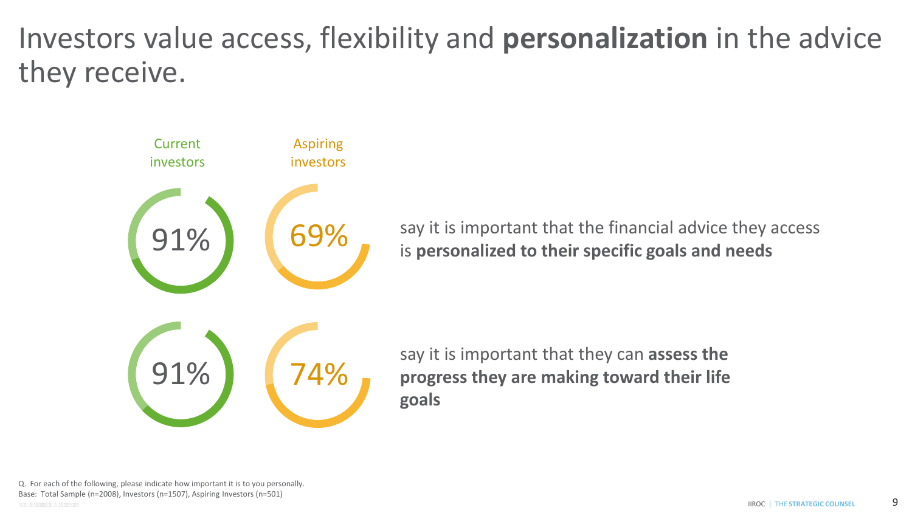# Investors value access, flexibility and **personalization** in the advice they receive.

| Current investors | Aspiring investors | |
| --- | --- | --- |
| 91% | 69% | say it is important that the financial advice they access is **personalized to their specific goals and needs** |
| 91% | 74% | say it is important that they can **assess the progress they are making toward their life goals** |

Q. For each of the following, please indicate how important it is to you personally.
Base: Total Sample (n=2008), Investors (n=1507), Aspiring Investors (n=501)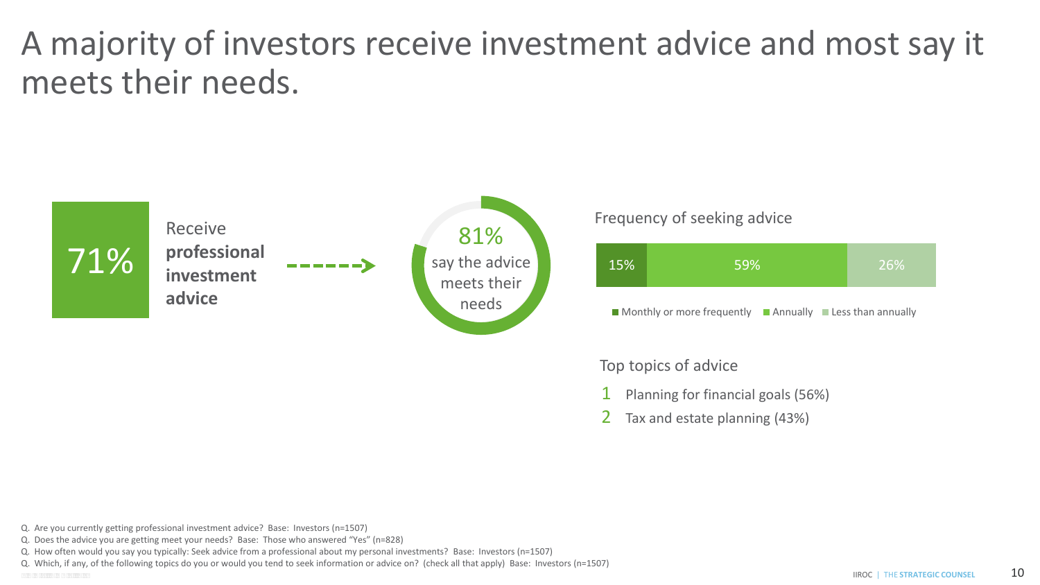# A majority of investors receive investment advice and most say it meets their needs.

**71%** Receive **professional investment advice**

**81%** say the advice meets their needs

### Frequency of seeking advice

| Monthly or more frequently | Annually | Less than annually |
|---|---|---|
| 15% | 59% | 26% |

### Top topics of advice

1. Planning for financial goals (56%)
2. Tax and estate planning (43%)

Q. Are you currently getting professional investment advice? Base: Investors (n=1507)

Q. Does the advice you are getting meet your needs? Base: Those who answered "Yes" (n=828)

Q. How often would you say you typically: Seek advice from a professional about my personal investments? Base: Investors (n=1507)

Q. Which, if any, of the following topics do you or would you tend to seek information or advice on? (check all that apply) Base: Investors (n=1507)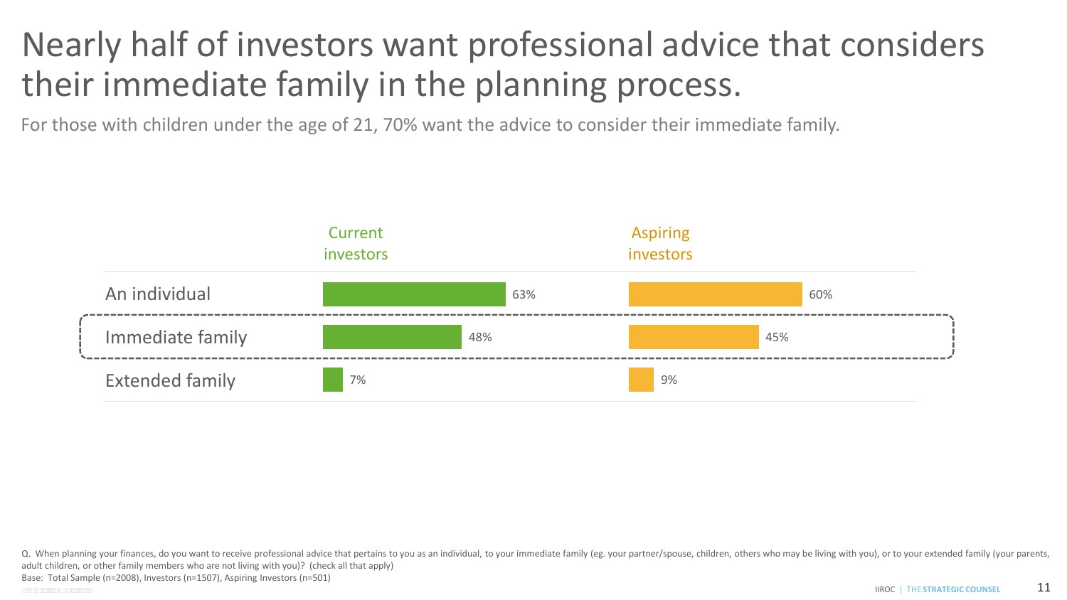# Nearly half of investors want professional advice that considers their immediate family in the planning process.

For those with children under the age of 21, 70% want the advice to consider their immediate family.

| | Current investors | Aspiring investors |
|---|---|---|
| An individual | 63% | 60% |
| Immediate family | 48% | 45% |
| Extended family | 7% | 9% |

Q. When planning your finances, do you want to receive professional advice that pertains to you as an individual, to your immediate family (eg. your partner/spouse, children, others who may be living with you), or to your extended family (your parents, adult children, or other family members who are not living with you)? (check all that apply)

Base: Total Sample (n=2008), Investors (n=1507), Aspiring Investors (n=501)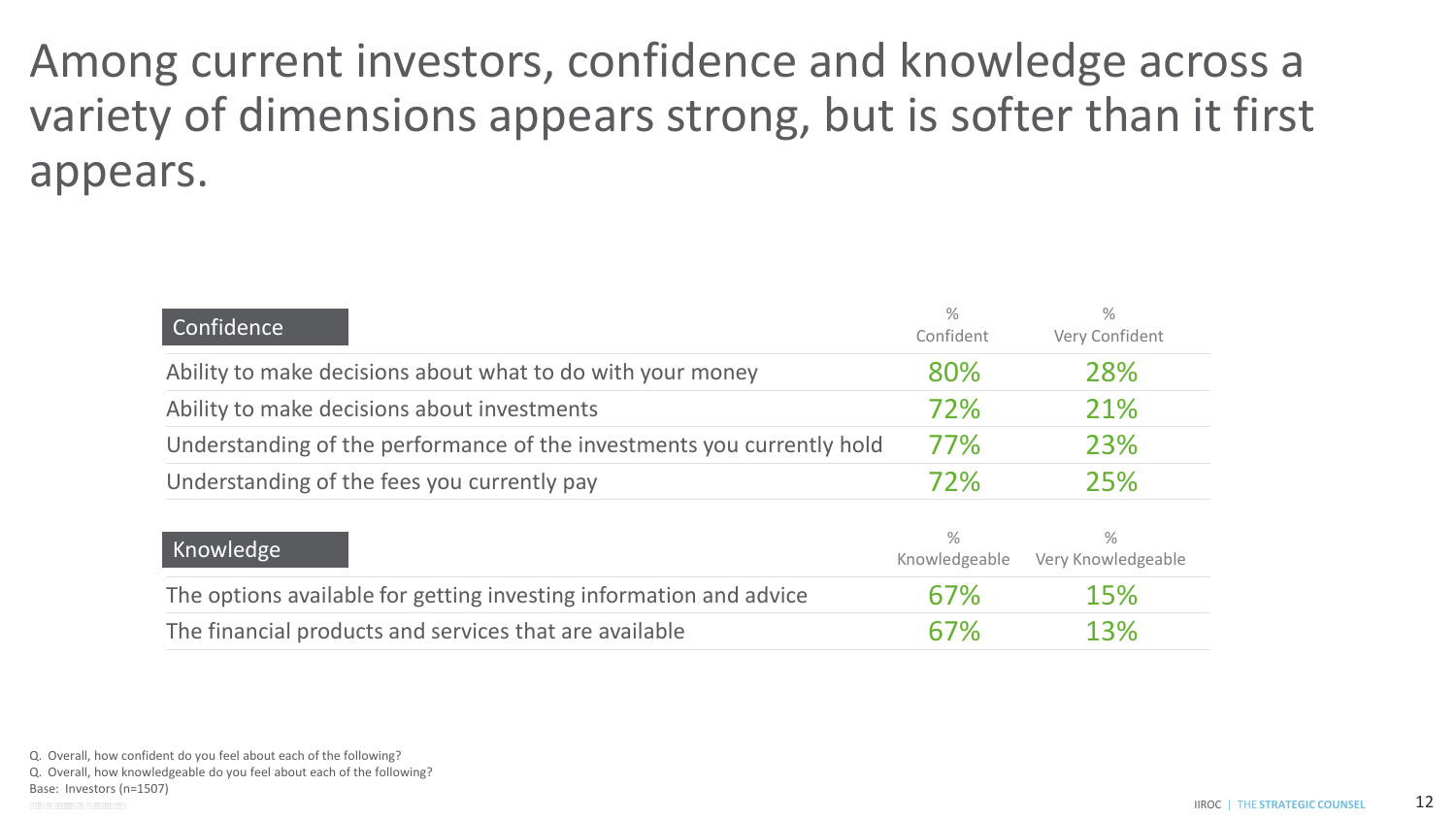# Among current investors, confidence and knowledge across a variety of dimensions appears strong, but is softer than it first appears.

| Confidence | % Confident | % Very Confident |
| --- | --- | --- |
| Ability to make decisions about what to do with your money | 80% | 28% |
| Ability to make decisions about investments | 72% | 21% |
| Understanding of the performance of the investments you currently hold | 77% | 23% |
| Understanding of the fees you currently pay | 72% | 25% |

| Knowledge | % Knowledgeable | % Very Knowledgeable |
| --- | --- | --- |
| The options available for getting investing information and advice | 67% | 15% |
| The financial products and services that are available | 67% | 13% |

Q. Overall, how confident do you feel about each of the following?
Q. Overall, how knowledgeable do you feel about each of the following?
Base: Investors (n=1507)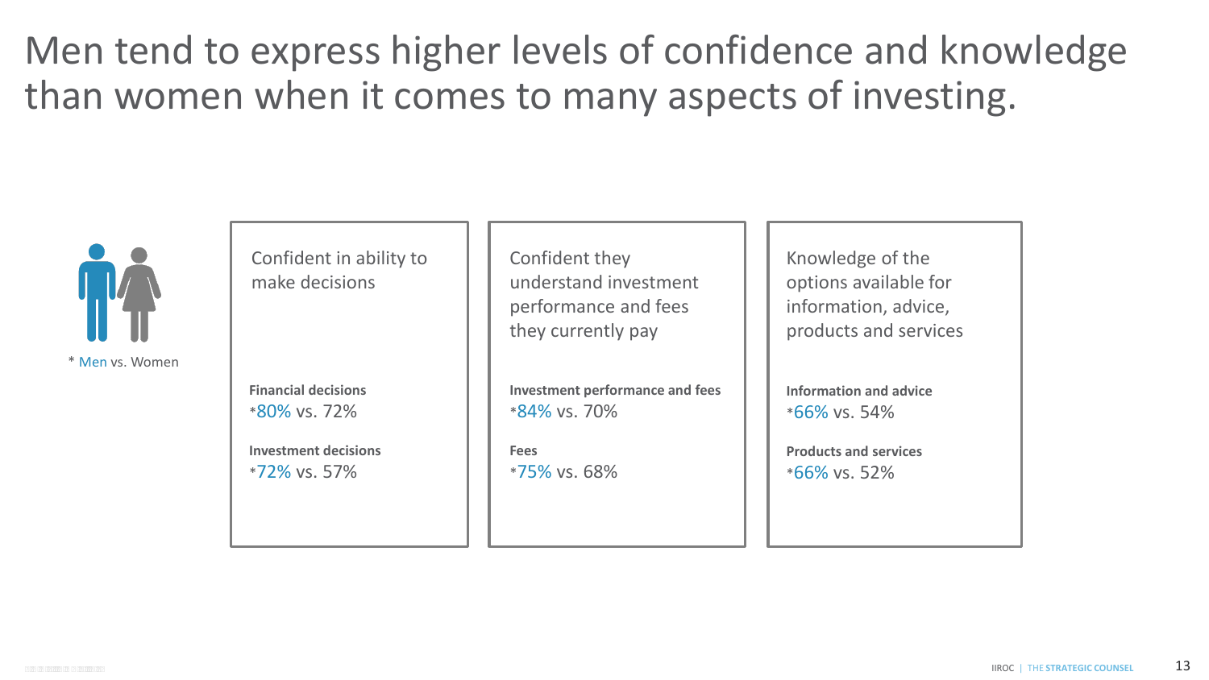# Men tend to express higher levels of confidence and knowledge than women when it comes to many aspects of investing.

* Men vs. Women

## Confident in ability to make decisions

**Financial decisions**
*80% vs. 72%

**Investment decisions**
*72% vs. 57%

## Confident they understand investment performance and fees they currently pay

**Investment performance and fees**
*84% vs. 70%

**Fees**
*75% vs. 68%

## Knowledge of the options available for information, advice, products and services

**Information and advice**
*66% vs. 54%

**Products and services**
*66% vs. 52%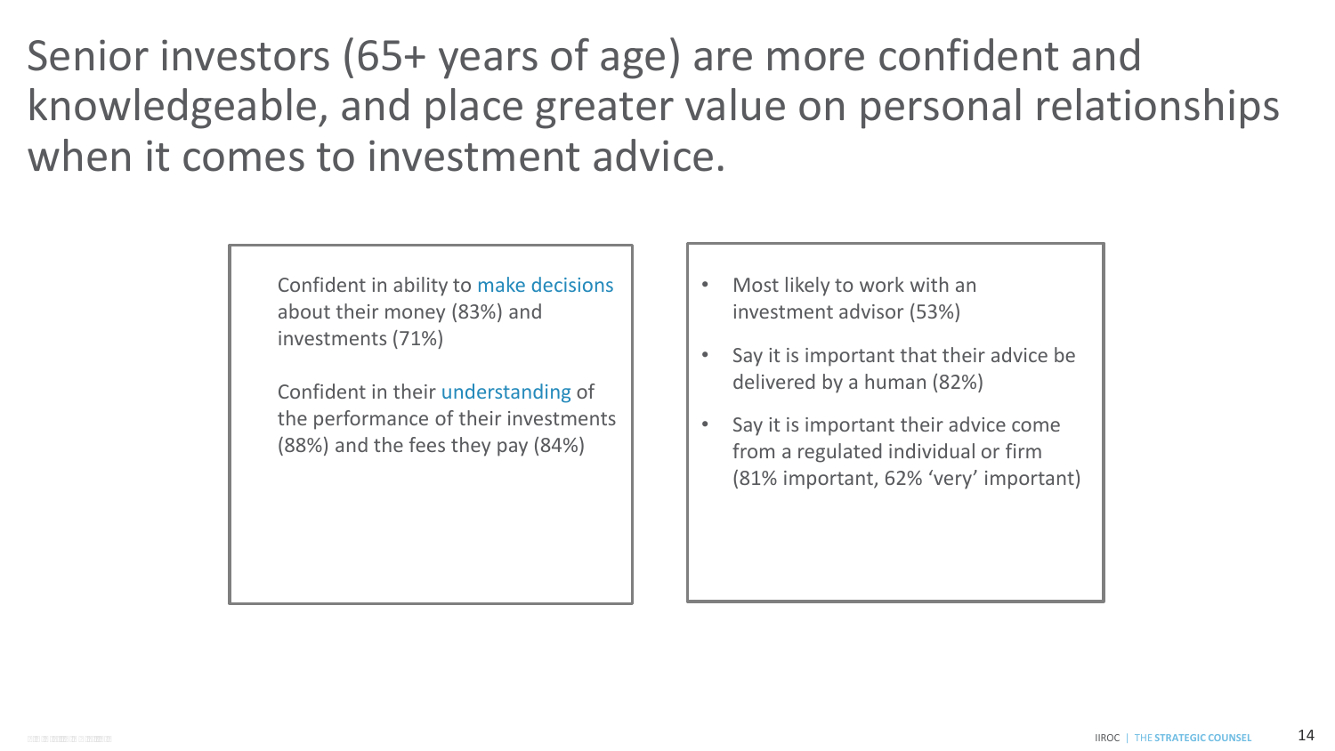# Senior investors (65+ years of age) are more confident and knowledgeable, and place greater value on personal relationships when it comes to investment advice.

Confident in ability to make decisions about their money (83%) and investments (71%)

Confident in their understanding of the performance of their investments (88%) and the fees they pay (84%)

- Most likely to work with an investment advisor (53%)
- Say it is important that their advice be delivered by a human (82%)
- Say it is important their advice come from a regulated individual or firm (81% important, 62% 'very' important)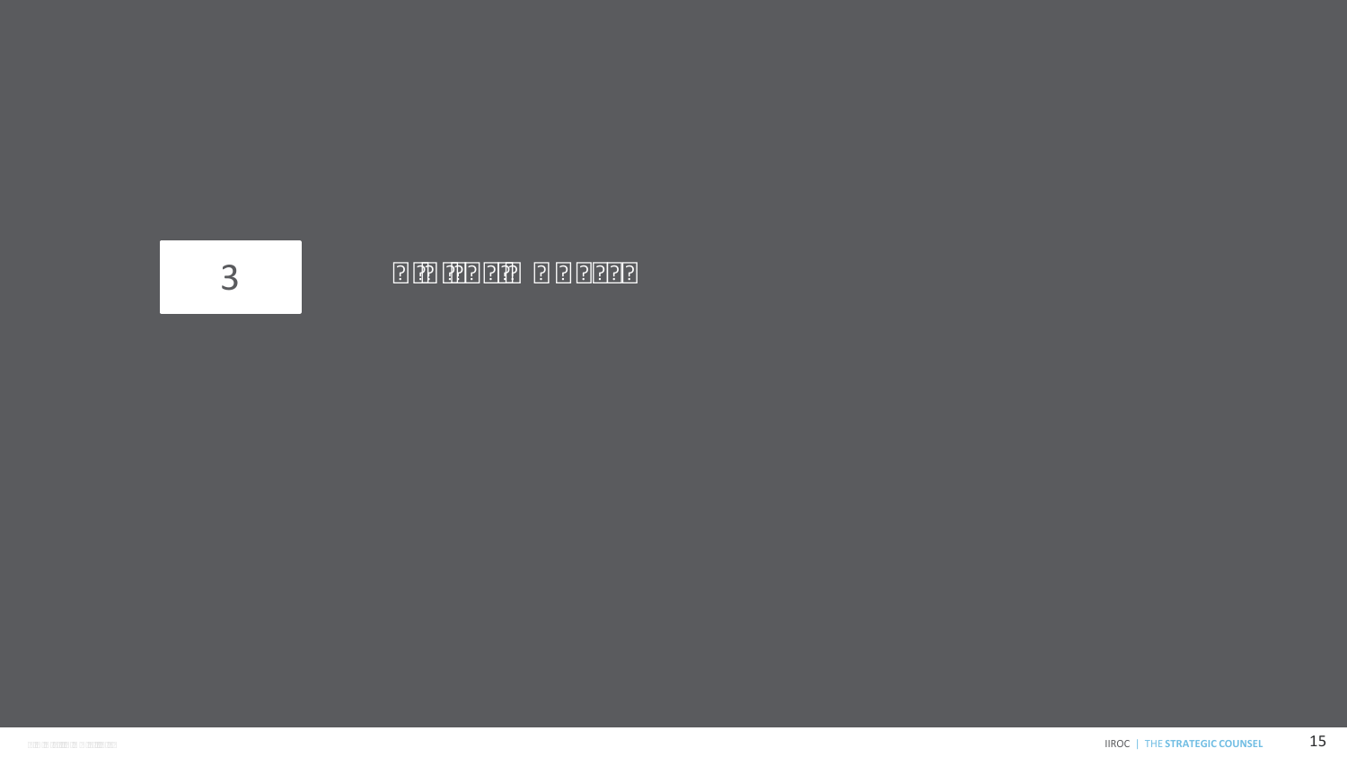# 3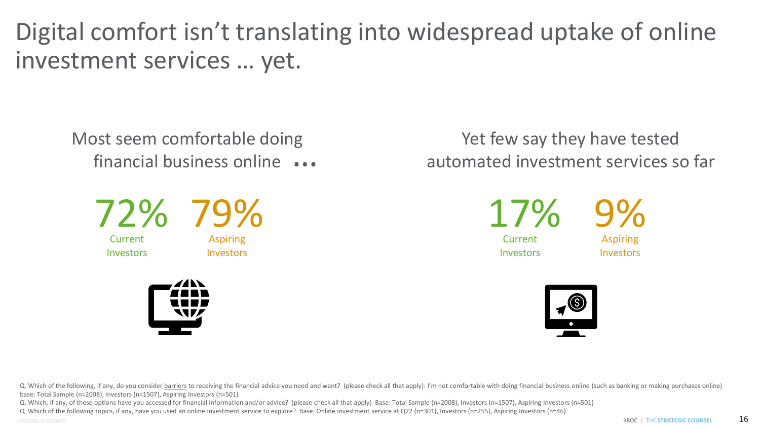# Digital comfort isn't translating into widespread uptake of online investment services … yet.

## Most seem comfortable doing financial business online …

**72%** Current Investors

**79%** Aspiring Investors

## Yet few say they have tested automated investment services so far

**17%** Current Investors

**9%** Aspiring Investors

Q. Which of the following, if any, do you consider barriers to receiving the financial advice you need and want? (please check all that apply): I'm not comfortable with doing financial business online (such as banking or making purchases online) base: Total Sample (n=2008), Investors (n=1507), Aspiring Investors (n=501)

Q. Which, if any, of these options have you accessed for financial information and/or advice? (please check all that apply) Base: Total Sample (n=2008), Investors (n=1507), Aspiring Investors (n=501)

Q Which of the following topics, if any, have you used an online investment service to explore? Base: Online investment service at Q22 (n=301), Investors (n=255), Aspiring Investors (n=46)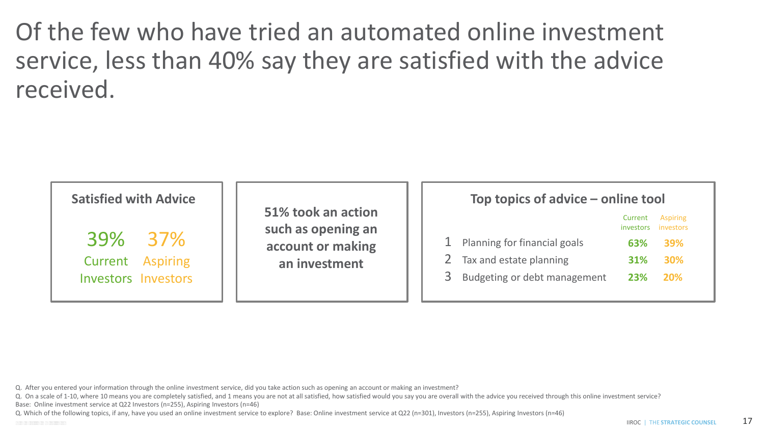# Of the few who have tried an automated online investment service, less than 40% say they are satisfied with the advice received.

**Satisfied with Advice**

| 39% | 37% |
|---|---|
| Current Investors | Aspiring Investors |

**51% took an action such as opening an account or making an investment**

**Top topics of advice – online tool**

| | | Current investors | Aspiring investors |
|---|---|---|---|
| 1 | Planning for financial goals | **63%** | **39%** |
| 2 | Tax and estate planning | **31%** | **30%** |
| 3 | Budgeting or debt management | **23%** | **20%** |

Q. After you entered your information through the online investment service, did you take action such as opening an account or making an investment?

Q. On a scale of 1-10, where 10 means you are completely satisfied, and 1 means you are not at all satisfied, how satisfied would you say you are overall with the advice you received through this online investment service?
Base: Online investment service at Q22 Investors (n=255), Aspiring Investors (n=46)

Q. Which of the following topics, if any, have you used an online investment service to explore? Base: Online investment service at Q22 (n=301), Investors (n=255), Aspiring Investors (n=46)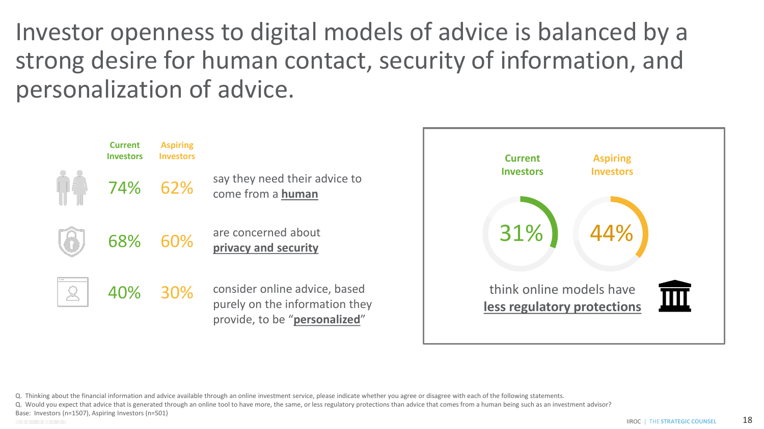# Investor openness to digital models of advice is balanced by a strong desire for human contact, security of information, and personalization of advice.

| Current Investors | Aspiring Investors | |
|---|---|---|
| 74% | 62% | say they need their advice to come from a **human** |
| 68% | 60% | are concerned about **privacy and security** |
| 40% | 30% | consider online advice, based purely on the information they provide, to be "**personalized**" |

| Current Investors | Aspiring Investors |
|---|---|
| 31% | 44% |

think online models have **less regulatory protections**

Q. Thinking about the financial information and advice available through an online investment service, please indicate whether you agree or disagree with each of the following statements.

Q. Would you expect that advice that is generated through an online tool to have more, the same, or less regulatory protections than advice that comes from a human being such as an investment advisor?

Base: Investors (n=1507), Aspiring Investors (n=501)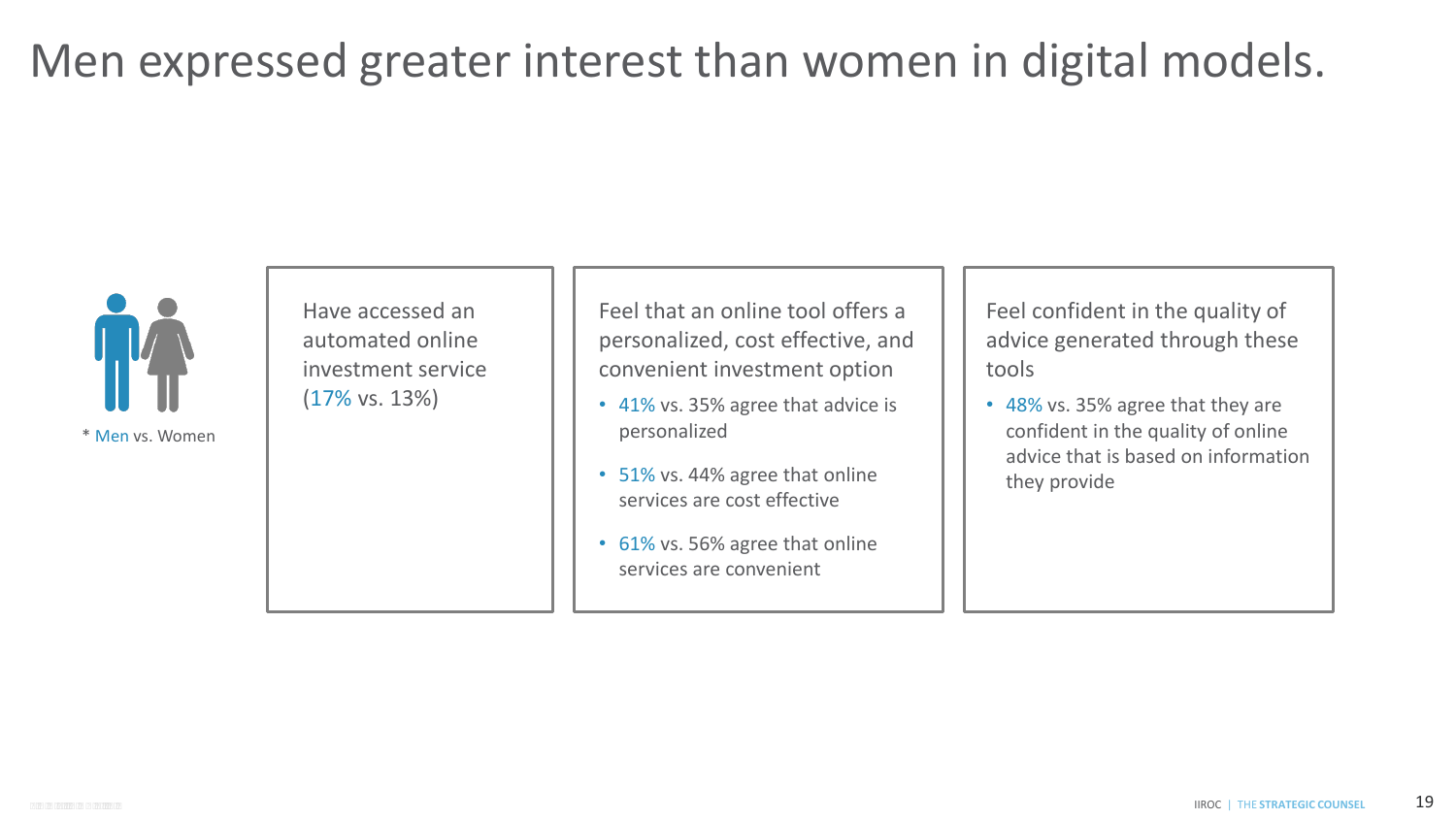# Men expressed greater interest than women in digital models.

\* Men vs. Women

Have accessed an automated online investment service (17% vs. 13%)

Feel that an online tool offers a personalized, cost effective, and convenient investment option

- 41% vs. 35% agree that advice is personalized
- 51% vs. 44% agree that online services are cost effective
- 61% vs. 56% agree that online services are convenient

Feel confident in the quality of advice generated through these tools

- 48% vs. 35% agree that they are confident in the quality of online advice that is based on information they provide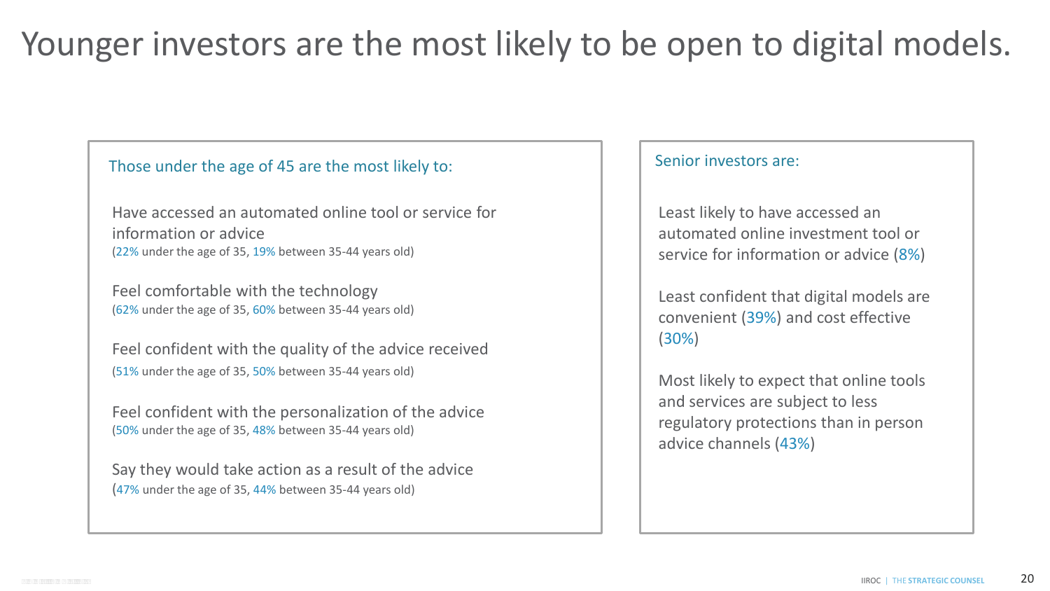# Younger investors are the most likely to be open to digital models.

### Those under the age of 45 are the most likely to:

Have accessed an automated online tool or service for information or advice
(22% under the age of 35, 19% between 35-44 years old)

Feel comfortable with the technology
(62% under the age of 35, 60% between 35-44 years old)

Feel confident with the quality of the advice received
(51% under the age of 35, 50% between 35-44 years old)

Feel confident with the personalization of the advice
(50% under the age of 35, 48% between 35-44 years old)

Say they would take action as a result of the advice
(47% under the age of 35, 44% between 35-44 years old)

### Senior investors are:

Least likely to have accessed an automated online investment tool or service for information or advice (8%)

Least confident that digital models are convenient (39%) and cost effective (30%)

Most likely to expect that online tools and services are subject to less regulatory protections than in person advice channels (43%)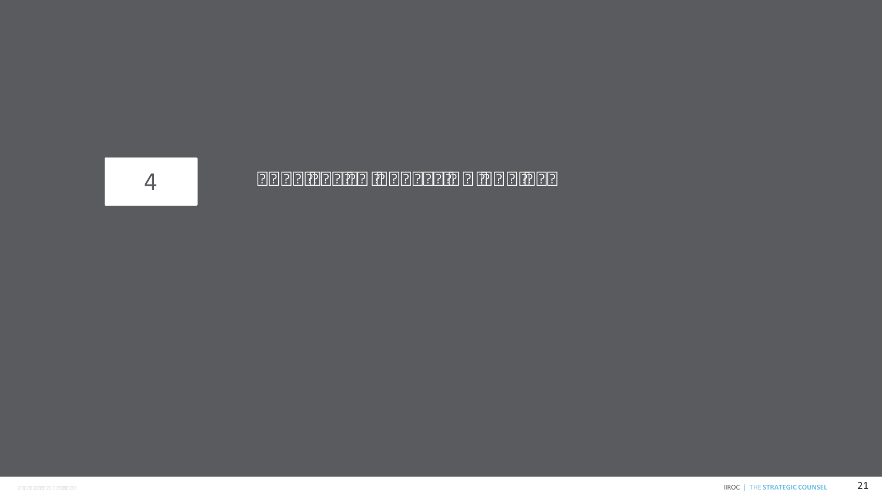# 4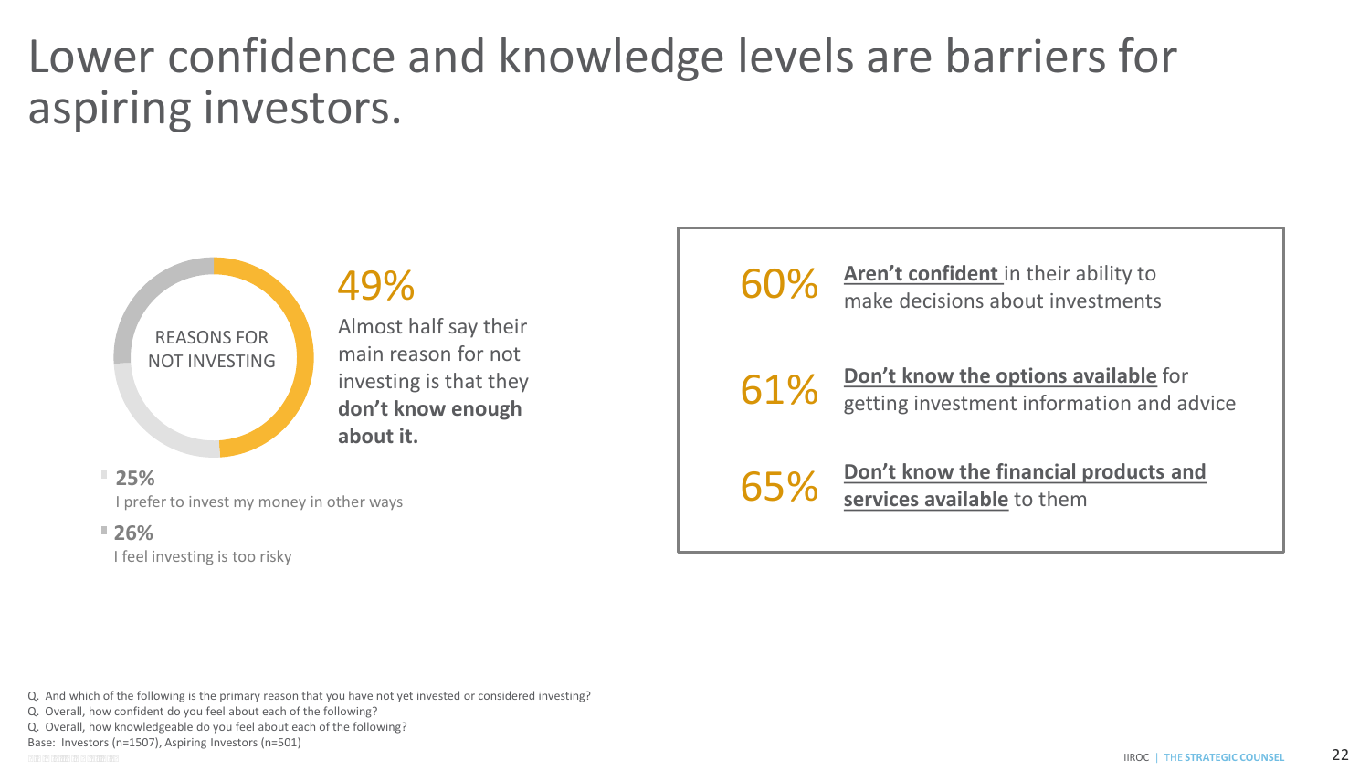# Lower confidence and knowledge levels are barriers for aspiring investors.

REASONS FOR NOT INVESTING

## 49%

Almost half say their main reason for not investing is that they **don't know enough about it.**

**25%**
I prefer to invest my money in other ways

**26%**
I feel investing is too risky

60% **Aren't confident** in their ability to make decisions about investments

61% **Don't know the options available** for getting investment information and advice

65% **Don't know the financial products and services available** to them

Q. And which of the following is the primary reason that you have not yet invested or considered investing?
Q. Overall, how confident do you feel about each of the following?
Q. Overall, how knowledgeable do you feel about each of the following?
Base: Investors (n=1507), Aspiring Investors (n=501)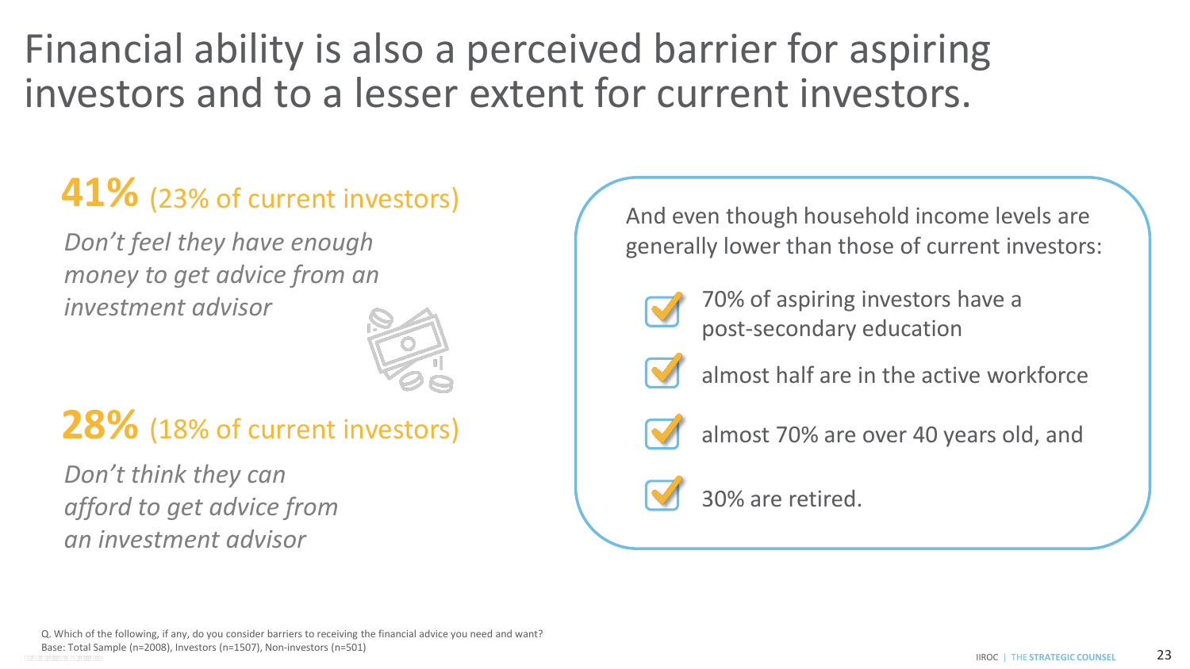# Financial ability is also a perceived barrier for aspiring investors and to a lesser extent for current investors.

**41%** (23% of current investors)

*Don't feel they have enough money to get advice from an investment advisor*

**28%** (18% of current investors)

*Don't think they can afford to get advice from an investment advisor*

And even though household income levels are generally lower than those of current investors:

- 70% of aspiring investors have a post-secondary education
- almost half are in the active workforce
- almost 70% are over 40 years old, and
- 30% are retired.

Q. Which of the following, if any, do you consider barriers to receiving the financial advice you need and want?
Base: Total Sample (n=2008), Investors (n=1507), Non-investors (n=501)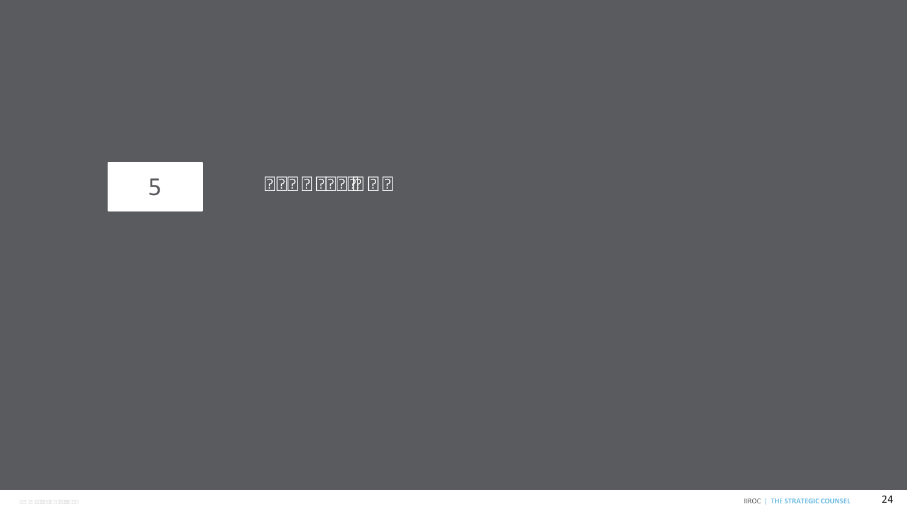# 5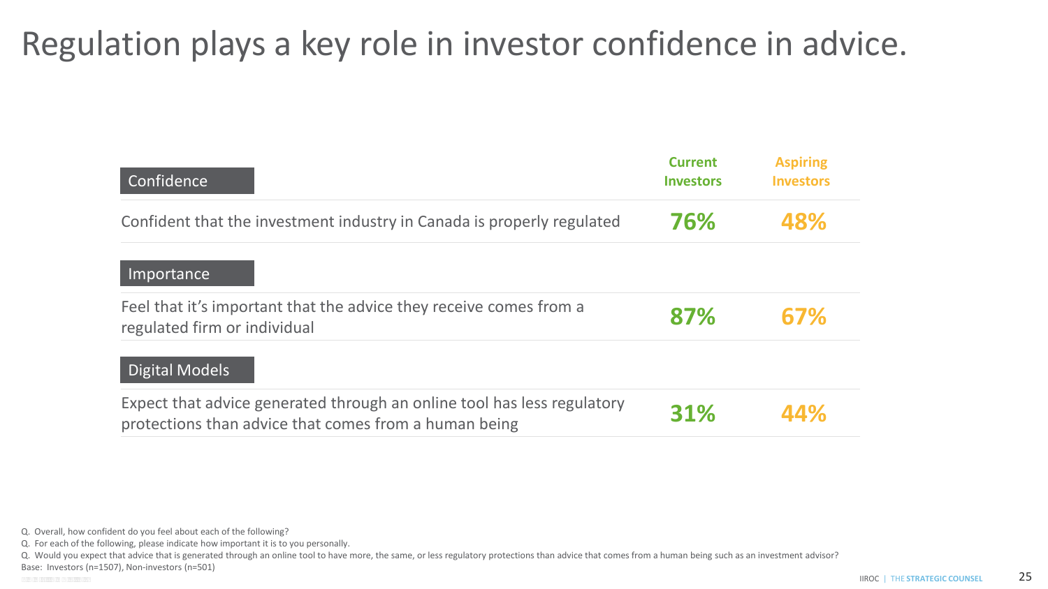# Regulation plays a key role in investor confidence in advice.

| | Current Investors | Aspiring Investors |
|---|---|---|
| **Confidence** | | |
| Confident that the investment industry in Canada is properly regulated | **76%** | **48%** |
| **Importance** | | |
| Feel that it's important that the advice they receive comes from a regulated firm or individual | **87%** | **67%** |
| **Digital Models** | | |
| Expect that advice generated through an online tool has less regulatory protections than advice that comes from a human being | **31%** | **44%** |

Q. Overall, how confident do you feel about each of the following?
Q. For each of the following, please indicate how important it is to you personally.
Q. Would you expect that advice that is generated through an online tool to have more, the same, or less regulatory protections than advice that comes from a human being such as an investment advisor?
Base: Investors (n=1507), Non-investors (n=501)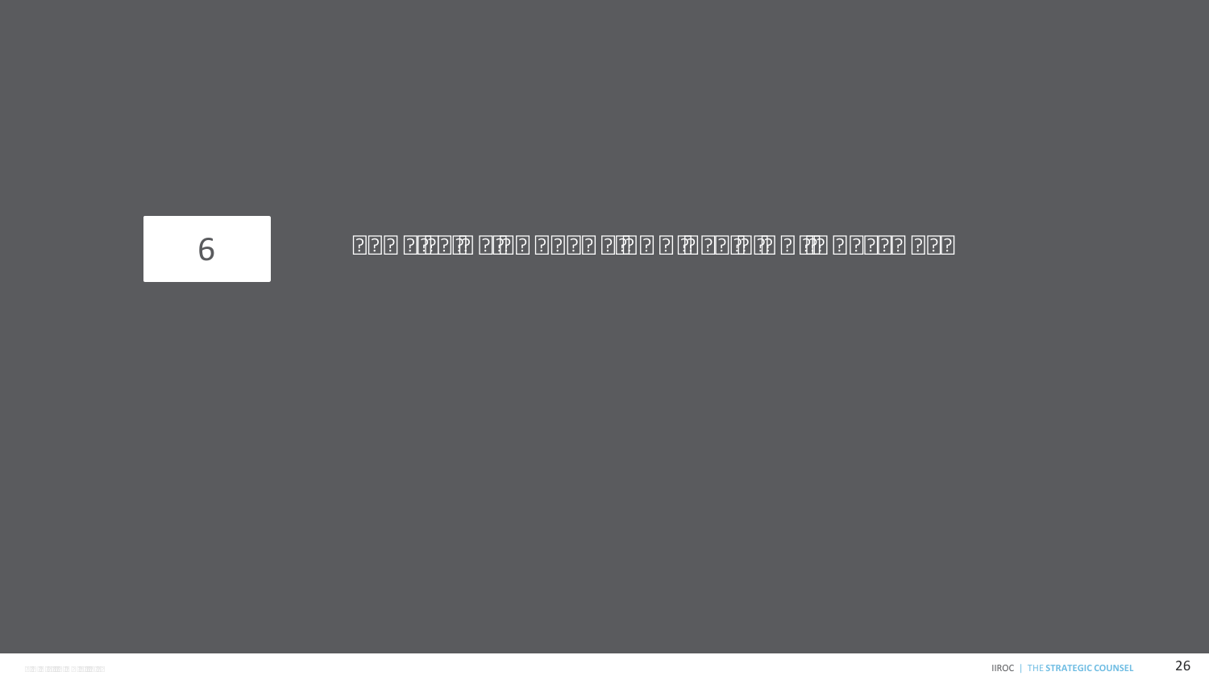# 6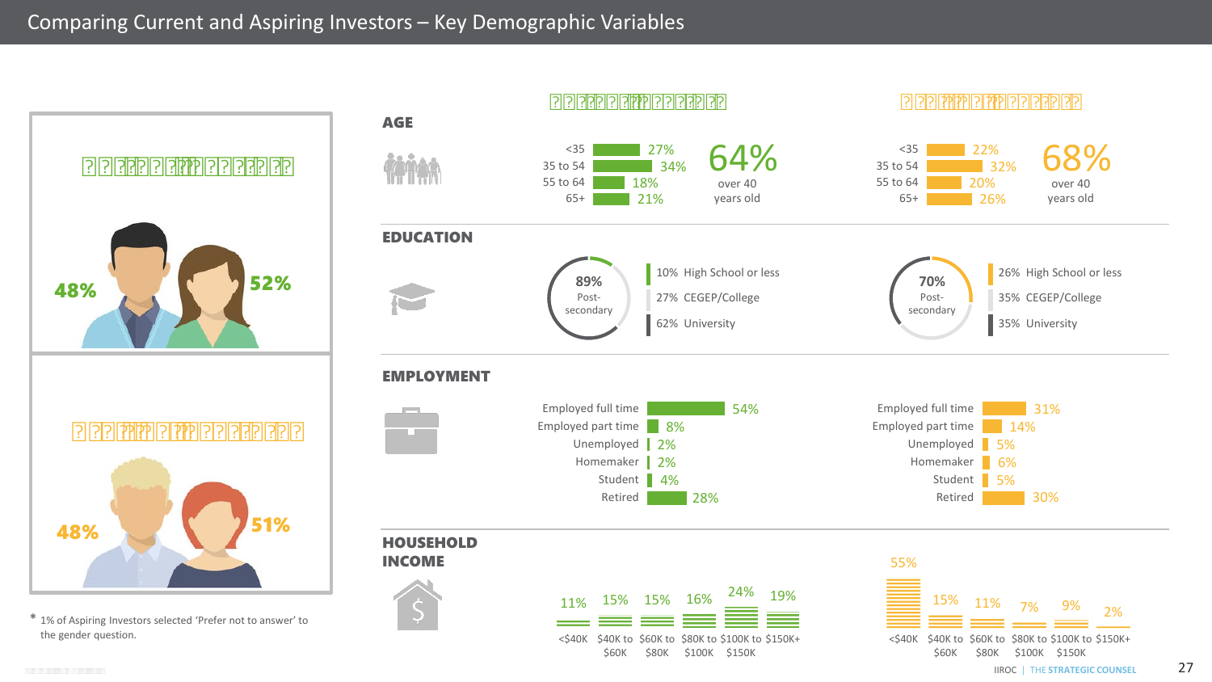# Comparing Current and Aspiring Investors – Key Demographic Variables

**Gender**

| | Male | Female |
|---|---|---|
| Current Investors | 48% | 52% |
| Aspiring Investors | 48% | 51% |

\* 1% of Aspiring Investors selected 'Prefer not to answer' to the gender question.

## AGE

| Age | Current Investors | Aspiring Investors |
|---|---|---|
| <35 | 27% | 22% |
| 35 to 54 | 34% | 32% |
| 55 to 64 | 18% | 20% |
| 65+ | 21% | 26% |
| Over 40 years old | 64% | 68% |

## EDUCATION

| Education | Current Investors | Aspiring Investors |
|---|---|---|
| Post-secondary | 89% | 70% |
| High School or less | 10% | 26% |
| CEGEP/College | 27% | 35% |
| University | 62% | 35% |

## EMPLOYMENT

| Employment | Current Investors | Aspiring Investors |
|---|---|---|
| Employed full time | 54% | 31% |
| Employed part time | 8% | 14% |
| Unemployed | 2% | 5% |
| Homemaker | 2% | 6% |
| Student | 4% | 5% |
| Retired | 28% | 30% |

## HOUSEHOLD INCOME

| Household Income | Current Investors | Aspiring Investors |
|---|---|---|
| <$40K | 11% | 55% |
| $40K to $60K | 15% | 15% |
| $60K to $80K | 15% | 11% |
| $80K to $100K | 16% | 7% |
| $100K to $150K | 24% | 9% |
| $150K+ | 19% | 2% |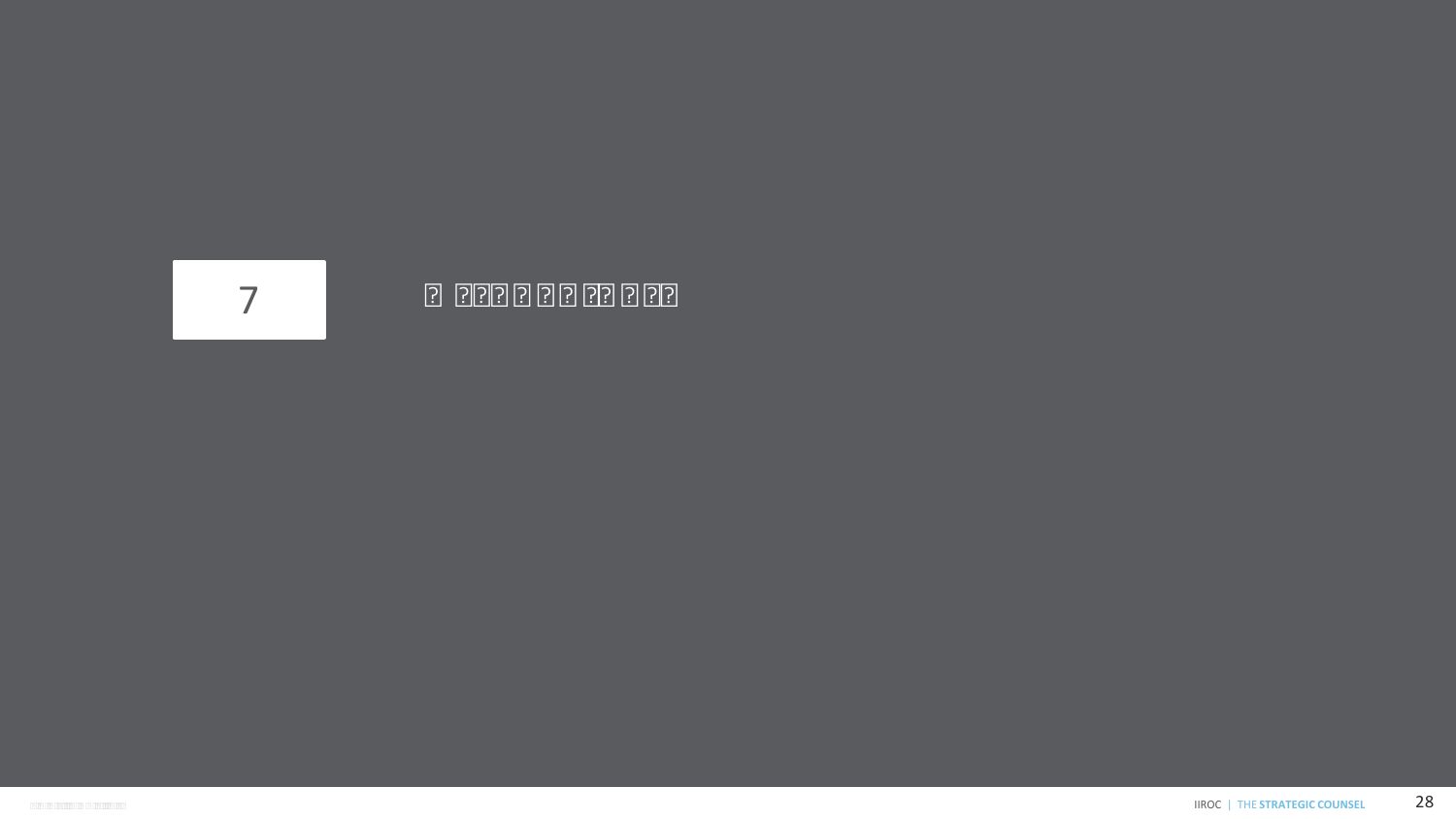# 7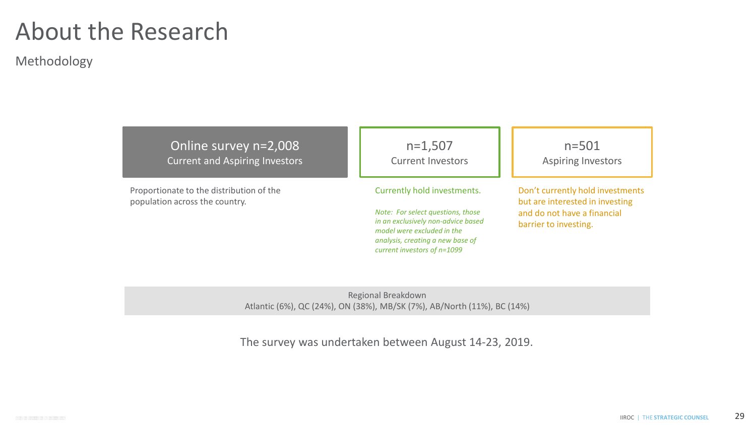# About the Research

## Methodology

**Online survey n=2,008**
Current and Aspiring Investors

Proportionate to the distribution of the population across the country.

**n=1,507**
Current Investors

Currently hold investments.

*Note: For select questions, those in an exclusively non-advice based model were excluded in the analysis, creating a new base of current investors of n=1099*

**n=501**
Aspiring Investors

Don't currently hold investments but are interested in investing and do not have a financial barrier to investing.

Regional Breakdown
Atlantic (6%), QC (24%), ON (38%), MB/SK (7%), AB/North (11%), BC (14%)

The survey was undertaken between August 14-23, 2019.